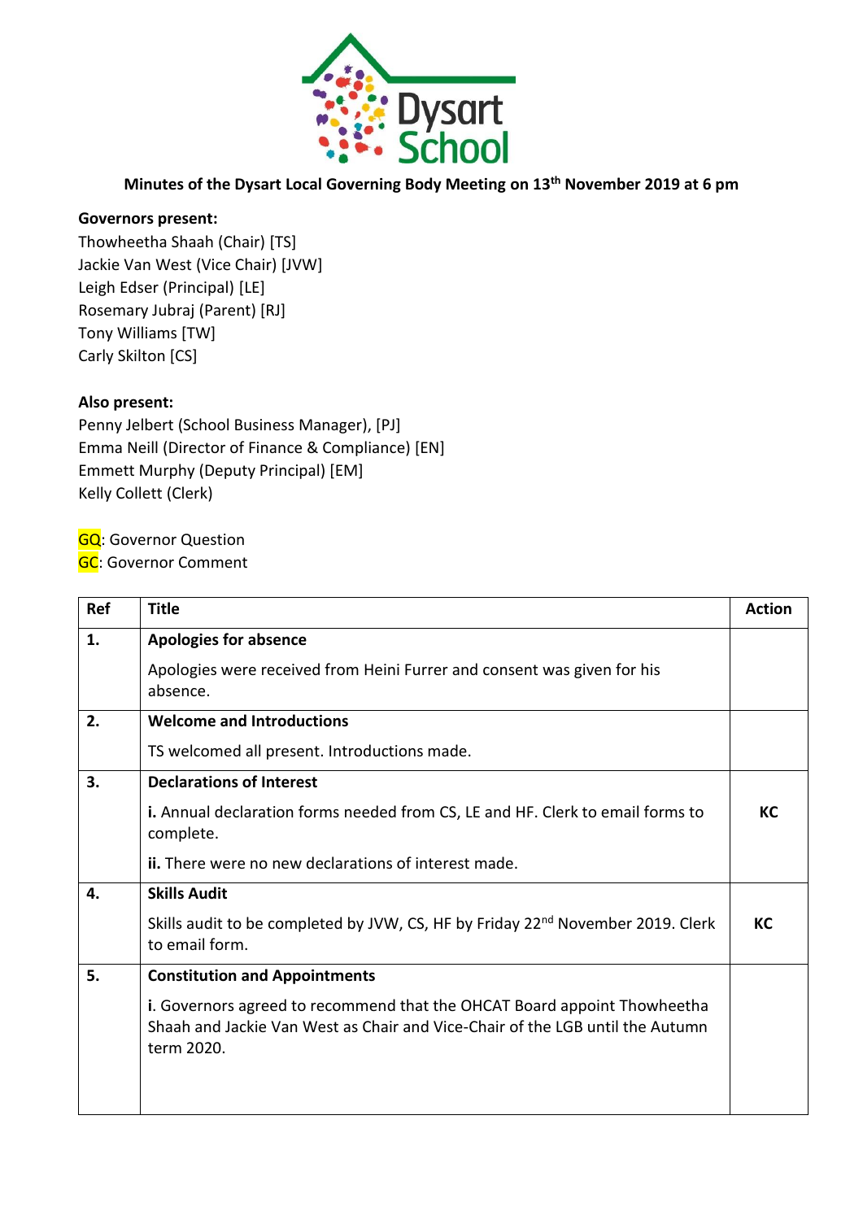**Minutes of the Dysart Local Governing Body Meeting on 13th November 2019 at 6 pm**

**Governors present:**
Thowheetha Shaah (Chair) [TS]
Jackie Van West (Vice Chair) [JVW]
Leigh Edser (Principal) [LE]
Rosemary Jubraj (Parent) [RJ]
Tony Williams [TW]
Carly Skilton [CS]

**Also present:**
Penny Jelbert (School Business Manager), [PJ]
Emma Neill (Director of Finance & Compliance) [EN]
Emmett Murphy (Deputy Principal) [EM]
Kelly Collett (Clerk)

GQ: Governor Question
GC: Governor Comment

| Ref | Title | Action |
|---|---|---|
| **1.** | **Apologies for absence**<br><br>Apologies were received from Heini Furrer and consent was given for his absence. | |
| **2.** | **Welcome and Introductions**<br><br>TS welcomed all present. Introductions made. | |
| **3.** | **Declarations of Interest**<br><br>**i.** Annual declaration forms needed from CS, LE and HF. Clerk to email forms to complete.<br><br>**ii.** There were no new declarations of interest made. | **KC** |
| **4.** | **Skills Audit**<br><br>Skills audit to be completed by JVW, CS, HF by Friday 22nd November 2019. Clerk to email form. | **KC** |
| **5.** | **Constitution and Appointments**<br><br>**i**. Governors agreed to recommend that the OHCAT Board appoint Thowheetha Shaah and Jackie Van West as Chair and Vice-Chair of the LGB until the Autumn term 2020. | |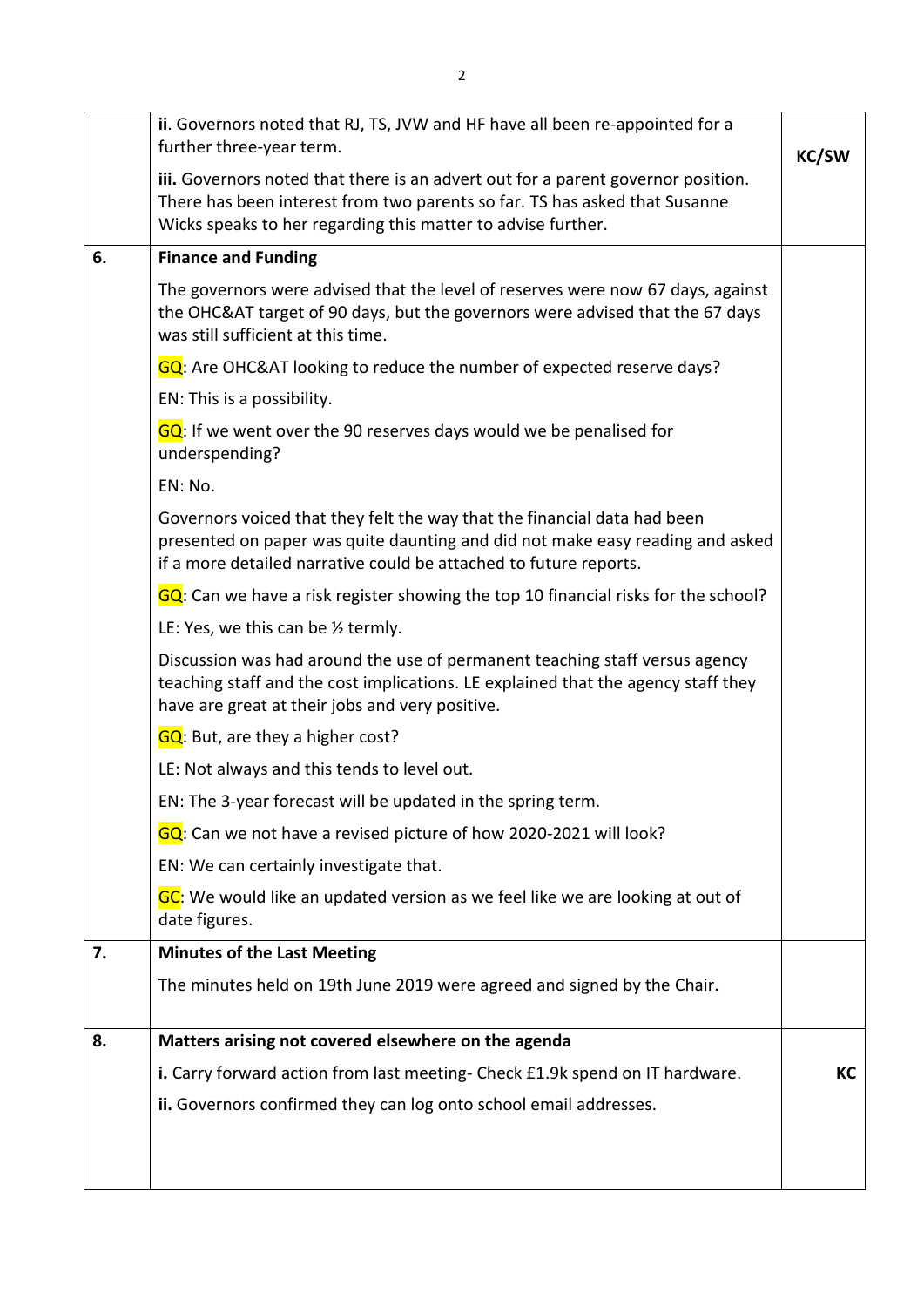| | | |
|---|---|---|
| | **ii**. Governors noted that RJ, TS, JVW and HF have all been re-appointed for a further three-year term.<br><br>**iii.** Governors noted that there is an advert out for a parent governor position. There has been interest from two parents so far. TS has asked that Susanne Wicks speaks to her regarding this matter to advise further. | **KC/SW** |
| **6.** | **Finance and Funding**<br><br>The governors were advised that the level of reserves were now 67 days, against the OHC&AT target of 90 days, but the governors were advised that the 67 days was still sufficient at this time.<br><br>GQ: Are OHC&AT looking to reduce the number of expected reserve days?<br><br>EN: This is a possibility.<br><br>GQ: If we went over the 90 reserves days would we be penalised for underspending?<br><br>EN: No.<br><br>Governors voiced that they felt the way that the financial data had been presented on paper was quite daunting and did not make easy reading and asked if a more detailed narrative could be attached to future reports.<br><br>GQ: Can we have a risk register showing the top 10 financial risks for the school?<br><br>LE: Yes, we this can be ½ termly.<br><br>Discussion was had around the use of permanent teaching staff versus agency teaching staff and the cost implications. LE explained that the agency staff they have are great at their jobs and very positive.<br><br>GQ: But, are they a higher cost?<br><br>LE: Not always and this tends to level out.<br><br>EN: The 3-year forecast will be updated in the spring term.<br><br>GQ: Can we not have a revised picture of how 2020-2021 will look?<br><br>EN: We can certainly investigate that.<br><br>GC: We would like an updated version as we feel like we are looking at out of date figures. | |
| **7.** | **Minutes of the Last Meeting**<br><br>The minutes held on 19th June 2019 were agreed and signed by the Chair. | |
| **8.** | **Matters arising not covered elsewhere on the agenda**<br><br>**i.** Carry forward action from last meeting- Check £1.9k spend on IT hardware.<br><br>**ii.** Governors confirmed they can log onto school email addresses. | **KC** |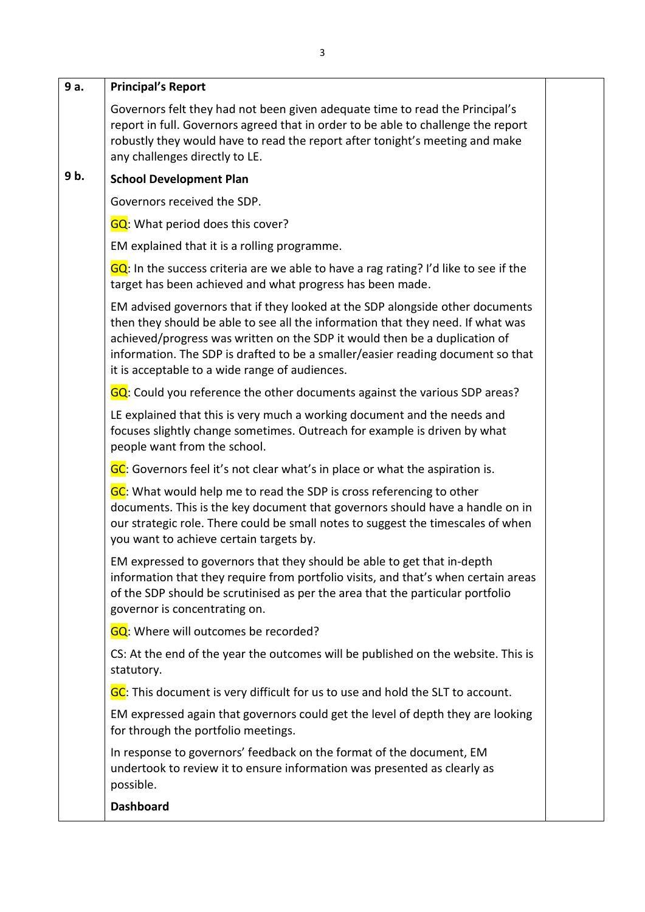| | | |
|---|---|---|
| 9 a. | **Principal's Report**<br><br>Governors felt they had not been given adequate time to read the Principal's report in full. Governors agreed that in order to be able to challenge the report robustly they would have to read the report after tonight's meeting and make any challenges directly to LE. | |
| 9 b. | **School Development Plan**<br><br>Governors received the SDP.<br><br>GQ: What period does this cover?<br><br>EM explained that it is a rolling programme.<br><br>GQ: In the success criteria are we able to have a rag rating? I'd like to see if the target has been achieved and what progress has been made.<br><br>EM advised governors that if they looked at the SDP alongside other documents then they should be able to see all the information that they need. If what was achieved/progress was written on the SDP it would then be a duplication of information. The SDP is drafted to be a smaller/easier reading document so that it is acceptable to a wide range of audiences.<br><br>GQ: Could you reference the other documents against the various SDP areas?<br><br>LE explained that this is very much a working document and the needs and focuses slightly change sometimes. Outreach for example is driven by what people want from the school.<br><br>GC: Governors feel it's not clear what's in place or what the aspiration is.<br><br>GC: What would help me to read the SDP is cross referencing to other documents. This is the key document that governors should have a handle on in our strategic role. There could be small notes to suggest the timescales of when you want to achieve certain targets by.<br><br>EM expressed to governors that they should be able to get that in-depth information that they require from portfolio visits, and that's when certain areas of the SDP should be scrutinised as per the area that the particular portfolio governor is concentrating on.<br><br>GQ: Where will outcomes be recorded?<br><br>CS: At the end of the year the outcomes will be published on the website. This is statutory.<br><br>GC: This document is very difficult for us to use and hold the SLT to account.<br><br>EM expressed again that governors could get the level of depth they are looking for through the portfolio meetings.<br><br>In response to governors' feedback on the format of the document, EM undertook to review it to ensure information was presented as clearly as possible.<br><br>**Dashboard** | |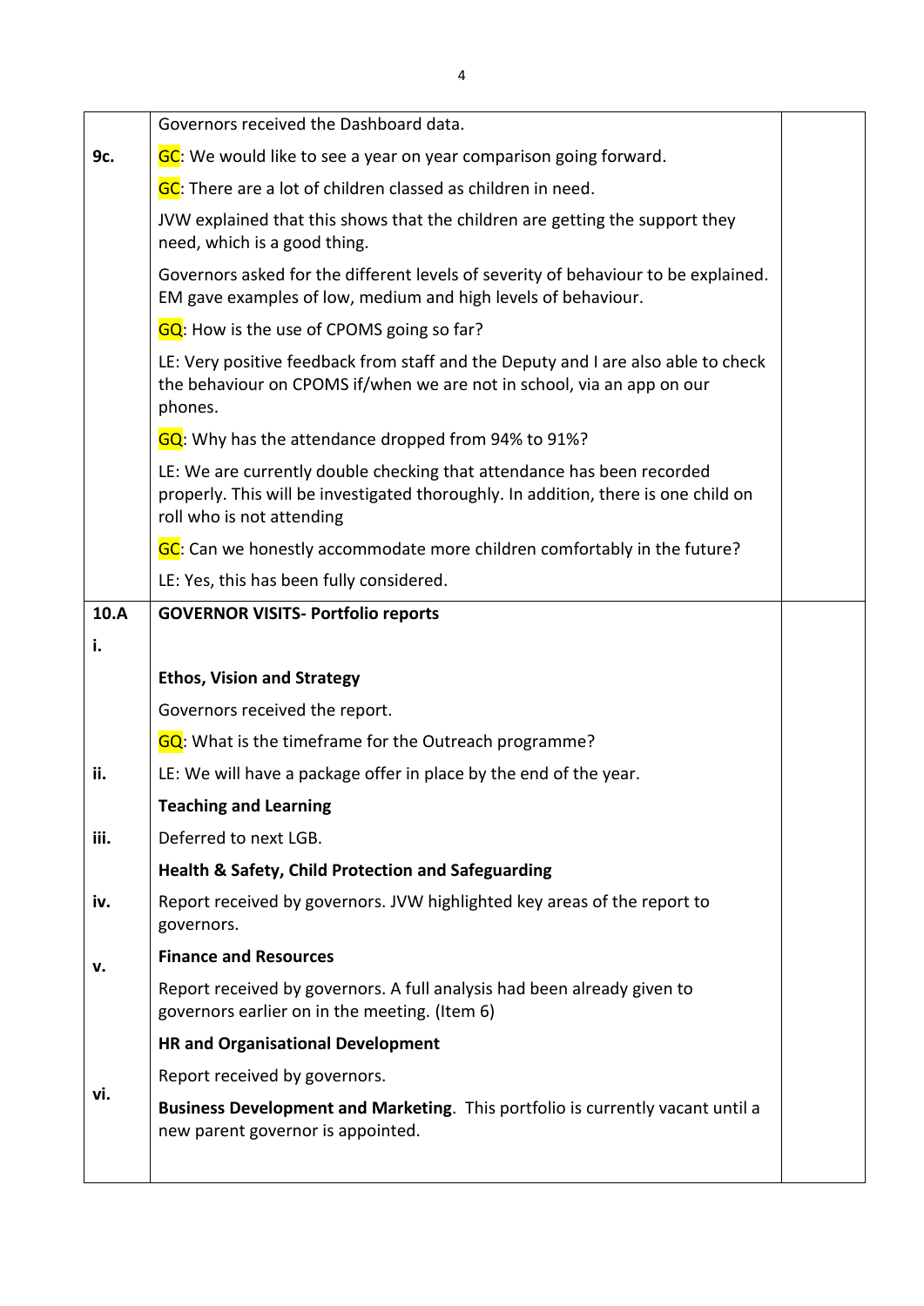| | | |
|---|---|---|
| 9c. | Governors received the Dashboard data.<br><br>GC: We would like to see a year on year comparison going forward.<br><br>GC: There are a lot of children classed as children in need.<br><br>JVW explained that this shows that the children are getting the support they need, which is a good thing.<br><br>Governors asked for the different levels of severity of behaviour to be explained. EM gave examples of low, medium and high levels of behaviour.<br><br>GQ: How is the use of CPOMS going so far?<br><br>LE: Very positive feedback from staff and the Deputy and I are also able to check the behaviour on CPOMS if/when we are not in school, via an app on our phones.<br><br>GQ: Why has the attendance dropped from 94% to 91%?<br><br>LE: We are currently double checking that attendance has been recorded properly. This will be investigated thoroughly. In addition, there is one child on roll who is not attending<br><br>GC: Can we honestly accommodate more children comfortably in the future?<br><br>LE: Yes, this has been fully considered. | |
| 10.A<br><br>i.<br><br><br><br><br>ii.<br><br>iii.<br><br>iv.<br><br>v.<br><br><br><br>vi. | **GOVERNOR VISITS- Portfolio reports**<br><br>**Ethos, Vision and Strategy**<br><br>Governors received the report.<br><br>GQ: What is the timeframe for the Outreach programme?<br><br>LE: We will have a package offer in place by the end of the year.<br><br>**Teaching and Learning**<br><br>Deferred to next LGB.<br><br>**Health & Safety, Child Protection and Safeguarding**<br><br>Report received by governors. JVW highlighted key areas of the report to governors.<br><br>**Finance and Resources**<br><br>Report received by governors. A full analysis had been already given to governors earlier on in the meeting. (Item 6)<br><br>**HR and Organisational Development**<br><br>Report received by governors.<br><br>**Business Development and Marketing**. This portfolio is currently vacant until a new parent governor is appointed. | |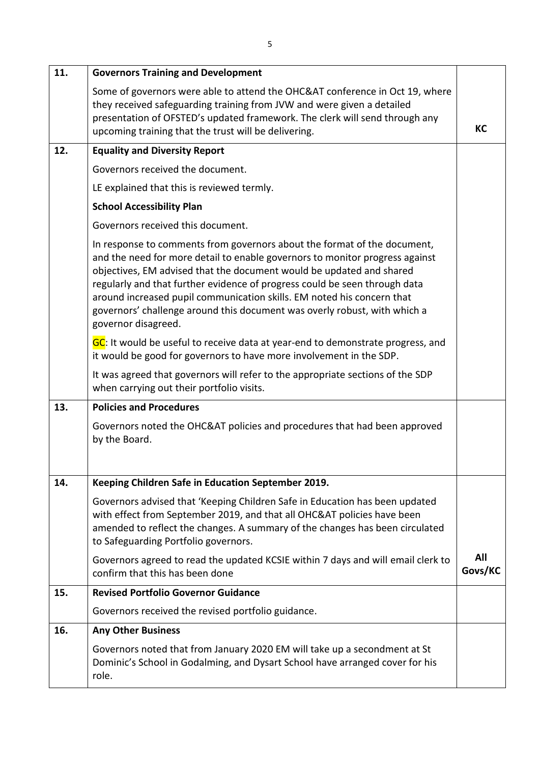| 11. | **Governors Training and Development** | |
|---|---|---|
| | Some of governors were able to attend the OHC&AT conference in Oct 19, where they received safeguarding training from JVW and were given a detailed presentation of OFSTED's updated framework. The clerk will send through any upcoming training that the trust will be delivering. | **KC** |
| **12.** | **Equality and Diversity Report** | |
| | Governors received the document. | |
| | LE explained that this is reviewed termly. | |
| | **School Accessibility Plan** | |
| | Governors received this document. | |
| | In response to comments from governors about the format of the document, and the need for more detail to enable governors to monitor progress against objectives, EM advised that the document would be updated and shared regularly and that further evidence of progress could be seen through data around increased pupil communication skills. EM noted his concern that governors' challenge around this document was overly robust, with which a governor disagreed. | |
| | GC: It would be useful to receive data at year-end to demonstrate progress, and it would be good for governors to have more involvement in the SDP. | |
| | It was agreed that governors will refer to the appropriate sections of the SDP when carrying out their portfolio visits. | |
| **13.** | **Policies and Procedures** | |
| | Governors noted the OHC&AT policies and procedures that had been approved by the Board. | |
| **14.** | **Keeping Children Safe in Education September 2019.** | |
| | Governors advised that 'Keeping Children Safe in Education has been updated with effect from September 2019, and that all OHC&AT policies have been amended to reflect the changes. A summary of the changes has been circulated to Safeguarding Portfolio governors. | |
| | Governors agreed to read the updated KCSIE within 7 days and will email clerk to confirm that this has been done | **All Govs/KC** |
| **15.** | **Revised Portfolio Governor Guidance** | |
| | Governors received the revised portfolio guidance. | |
| **16.** | **Any Other Business** | |
| | Governors noted that from January 2020 EM will take up a secondment at St Dominic's School in Godalming, and Dysart School have arranged cover for his role. | |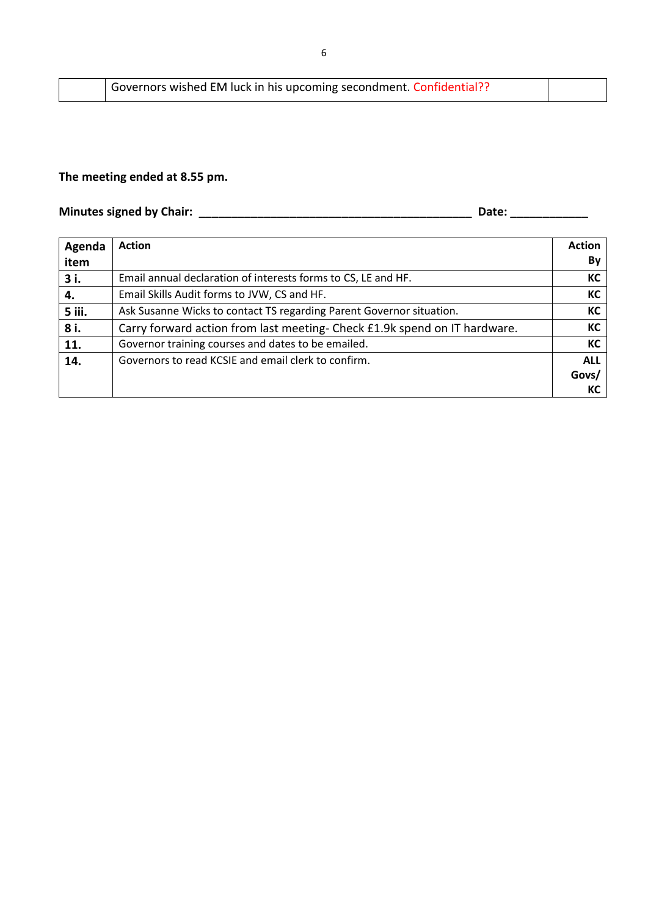| | | |
|---|---|---|
| | Governors wished EM luck in his upcoming secondment. Confidential?? | |

**The meeting ended at 8.55 pm.**

**Minutes signed by Chair: ___________________________________________ Date: ____________**

| Agenda item | Action | Action By |
|---|---|---|
| **3 i.** | Email annual declaration of interests forms to CS, LE and HF. | **KC** |
| **4.** | Email Skills Audit forms to JVW, CS and HF. | **KC** |
| **5 iii.** | Ask Susanne Wicks to contact TS regarding Parent Governor situation. | **KC** |
| **8 i.** | Carry forward action from last meeting- Check £1.9k spend on IT hardware. | **KC** |
| **11.** | Governor training courses and dates to be emailed. | **KC** |
| **14.** | Governors to read KCSIE and email clerk to confirm. | **ALL Govs/ KC** |